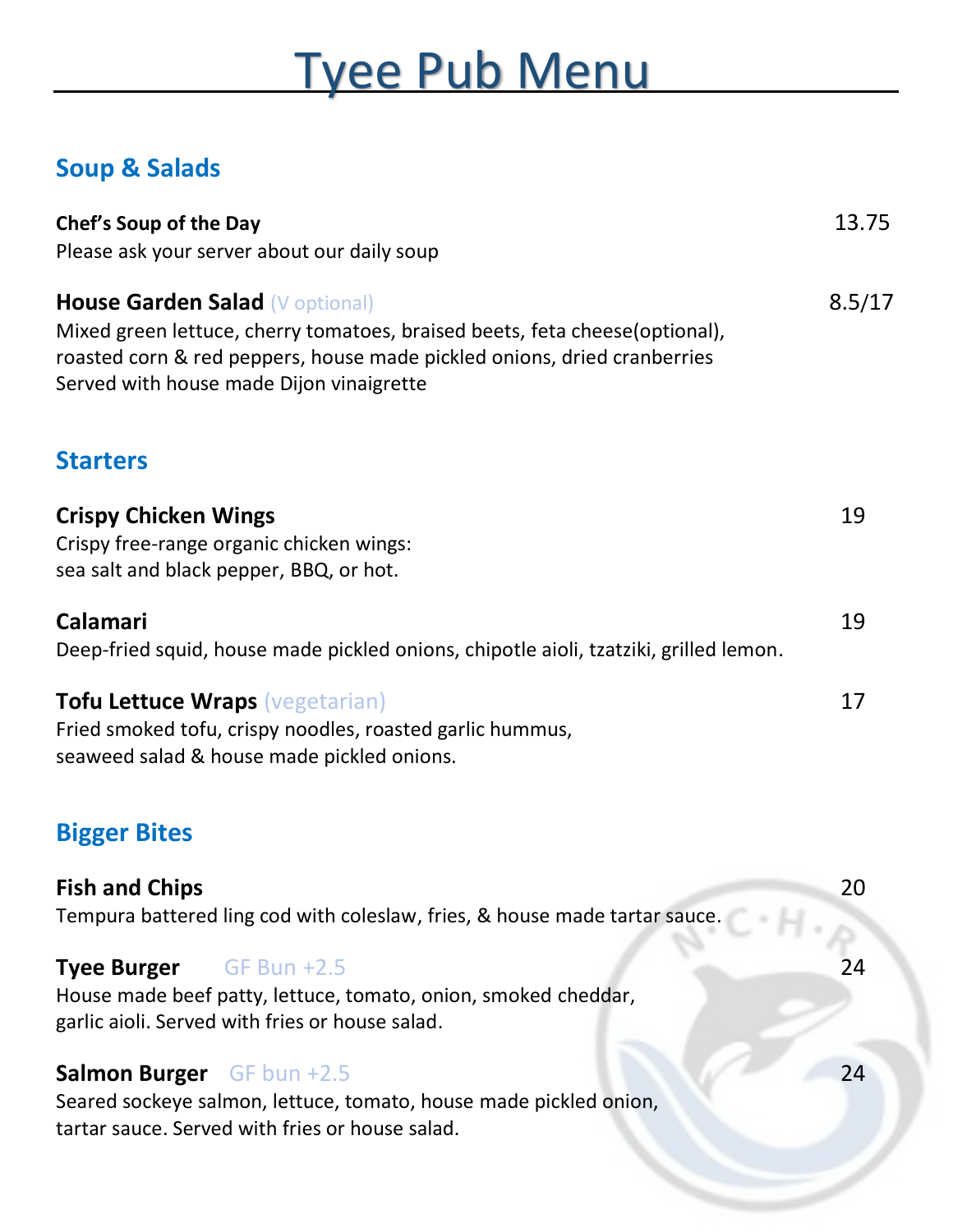# Tyee Pub Menu

## Soup & Salads

**Chef's Soup of the Day** 13.75
Please ask your server about our daily soup

**House Garden Salad** (V optional) 8.5/17
Mixed green lettuce, cherry tomatoes, braised beets, feta cheese(optional), roasted corn & red peppers, house made pickled onions, dried cranberries
Served with house made Dijon vinaigrette

## Starters

**Crispy Chicken Wings** 19
Crispy free-range organic chicken wings:
sea salt and black pepper, BBQ, or hot.

**Calamari** 19
Deep-fried squid, house made pickled onions, chipotle aioli, tzatziki, grilled lemon.

**Tofu Lettuce Wraps** (vegetarian) 17
Fried smoked tofu, crispy noodles, roasted garlic hummus,
seaweed salad & house made pickled onions.

## Bigger Bites

**Fish and Chips** 20
Tempura battered ling cod with coleslaw, fries, & house made tartar sauce.

**Tyee Burger** GF Bun +2.5 24
House made beef patty, lettuce, tomato, onion, smoked cheddar,
garlic aioli. Served with fries or house salad.

**Salmon Burger** GF bun +2.5 24
Seared sockeye salmon, lettuce, tomato, house made pickled onion,
tartar sauce. Served with fries or house salad.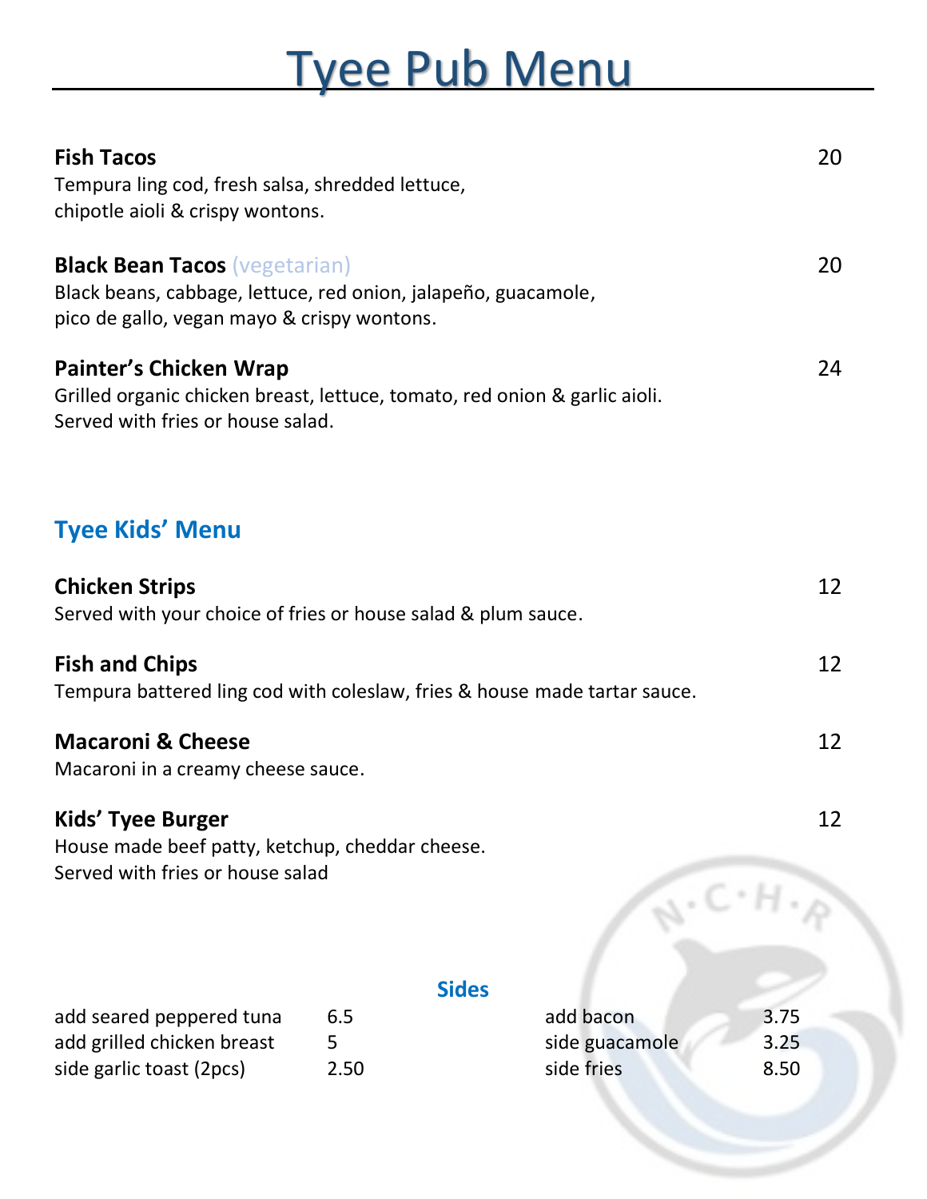# Tyee Pub Menu

**Fish Tacos** 20

Tempura ling cod, fresh salsa, shredded lettuce,
chipotle aioli & crispy wontons.

**Black Bean Tacos** (vegetarian) 20

Black beans, cabbage, lettuce, red onion, jalapeño, guacamole,
pico de gallo, vegan mayo & crispy wontons.

**Painter's Chicken Wrap** 24

Grilled organic chicken breast, lettuce, tomato, red onion & garlic aioli.
Served with fries or house salad.

## Tyee Kids' Menu

**Chicken Strips** 12

Served with your choice of fries or house salad & plum sauce.

**Fish and Chips** 12

Tempura battered ling cod with coleslaw, fries & house made tartar sauce.

**Macaroni & Cheese** 12

Macaroni in a creamy cheese sauce.

**Kids' Tyee Burger** 12

House made beef patty, ketchup, cheddar cheese.
Served with fries or house salad

### Sides

| | | | |
|---|---|---|---|
| add seared peppered tuna | 6.5 | add bacon | 3.75 |
| add grilled chicken breast | 5 | side guacamole | 3.25 |
| side garlic toast (2pcs) | 2.50 | side fries | 8.50 |